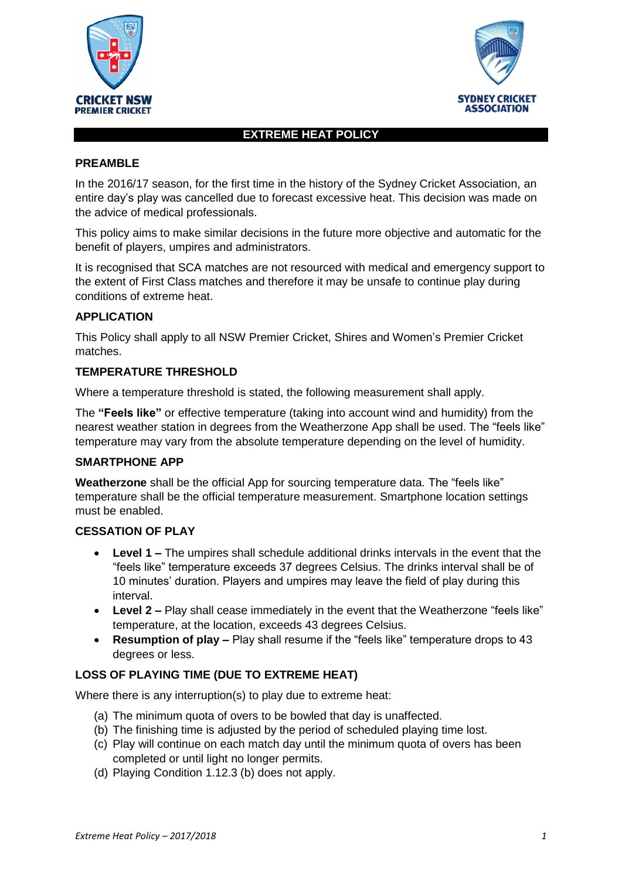CRICKET NSW
PREMIER CRICKET

SYDNEY CRICKET ASSOCIATION

# EXTREME HEAT POLICY

## PREAMBLE

In the 2016/17 season, for the first time in the history of the Sydney Cricket Association, an entire day's play was cancelled due to forecast excessive heat. This decision was made on the advice of medical professionals.

This policy aims to make similar decisions in the future more objective and automatic for the benefit of players, umpires and administrators.

It is recognised that SCA matches are not resourced with medical and emergency support to the extent of First Class matches and therefore it may be unsafe to continue play during conditions of extreme heat.

## APPLICATION

This Policy shall apply to all NSW Premier Cricket, Shires and Women's Premier Cricket matches.

## TEMPERATURE THRESHOLD

Where a temperature threshold is stated, the following measurement shall apply.

The **"Feels like"** or effective temperature (taking into account wind and humidity) from the nearest weather station in degrees from the Weatherzone App shall be used. The "feels like" temperature may vary from the absolute temperature depending on the level of humidity.

## SMARTPHONE APP

**Weatherzone** shall be the official App for sourcing temperature data. The "feels like" temperature shall be the official temperature measurement. Smartphone location settings must be enabled.

## CESSATION OF PLAY

- **Level 1 –** The umpires shall schedule additional drinks intervals in the event that the "feels like" temperature exceeds 37 degrees Celsius. The drinks interval shall be of 10 minutes' duration. Players and umpires may leave the field of play during this interval.
- **Level 2 –** Play shall cease immediately in the event that the Weatherzone "feels like" temperature, at the location, exceeds 43 degrees Celsius.
- **Resumption of play –** Play shall resume if the "feels like" temperature drops to 43 degrees or less.

## LOSS OF PLAYING TIME (DUE TO EXTREME HEAT)

Where there is any interruption(s) to play due to extreme heat:

(a) The minimum quota of overs to be bowled that day is unaffected.
(b) The finishing time is adjusted by the period of scheduled playing time lost.
(c) Play will continue on each match day until the minimum quota of overs has been completed or until light no longer permits.
(d) Playing Condition 1.12.3 (b) does not apply.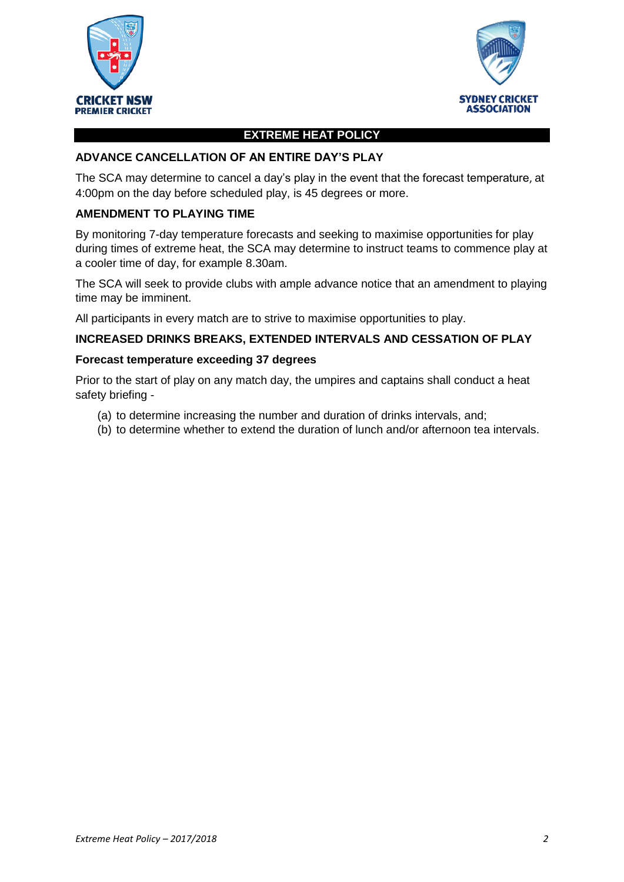# EXTREME HEAT POLICY

## ADVANCE CANCELLATION OF AN ENTIRE DAY'S PLAY

The SCA may determine to cancel a day's play in the event that the forecast temperature, at 4:00pm on the day before scheduled play, is 45 degrees or more.

## AMENDMENT TO PLAYING TIME

By monitoring 7-day temperature forecasts and seeking to maximise opportunities for play during times of extreme heat, the SCA may determine to instruct teams to commence play at a cooler time of day, for example 8.30am.

The SCA will seek to provide clubs with ample advance notice that an amendment to playing time may be imminent.

All participants in every match are to strive to maximise opportunities to play.

## INCREASED DRINKS BREAKS, EXTENDED INTERVALS AND CESSATION OF PLAY

### Forecast temperature exceeding 37 degrees

Prior to the start of play on any match day, the umpires and captains shall conduct a heat safety briefing -

(a) to determine increasing the number and duration of drinks intervals, and;
(b) to determine whether to extend the duration of lunch and/or afternoon tea intervals.